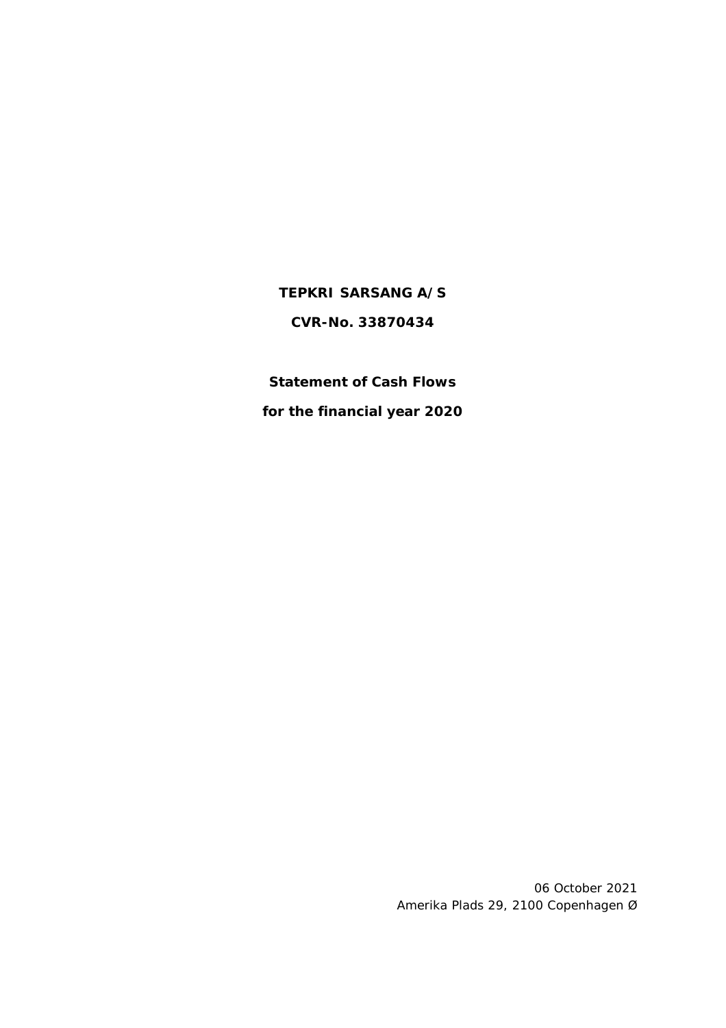**TEPKRI SARSANG A/S**

**CVR-No. 33870434**

**Statement of Cash Flows**

**for the financial year 2020**

06 October 2021

Amerika Plads 29, 2100 Copenhagen Ø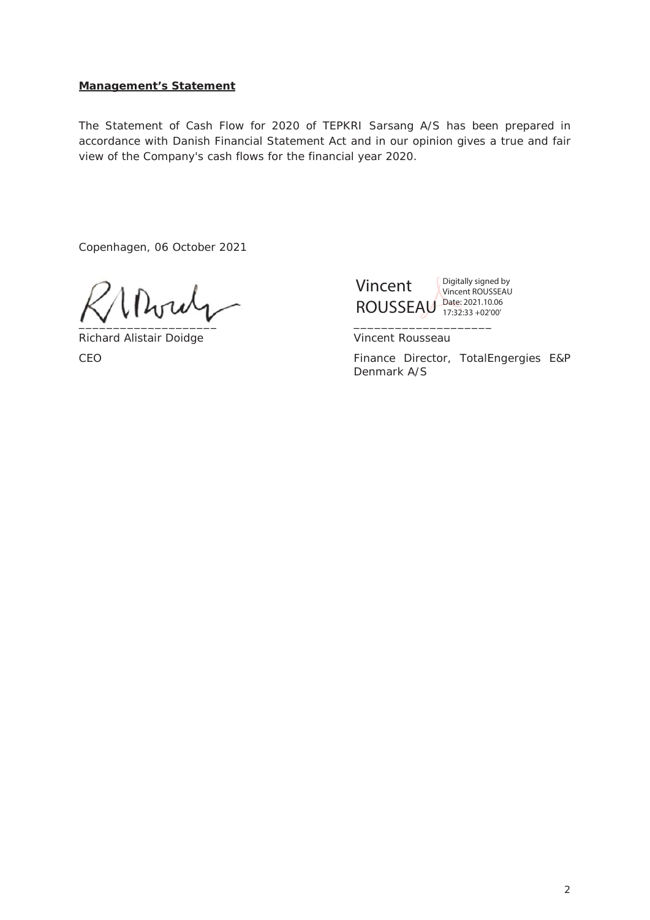**Management's Statement**

The Statement of Cash Flow for 2020 of TEPKRI Sarsang A/S has been prepared in accordance with Danish Financial Statement Act and in our opinion gives a true and fair view of the Company's cash flows for the financial year 2020.

Copenhagen, 06 October 2021

| | |
|---|---|
| Vincent ROUSSEAU Digitally signed by Vincent ROUSSEAU Date: 2021.10.06 17:32:33 +02'00' | |
| ___________________ | ___________________ |
| Richard Alistair Doidge | Vincent Rousseau |
| CEO | Finance Director, TotalEngergies E&P Denmark A/S |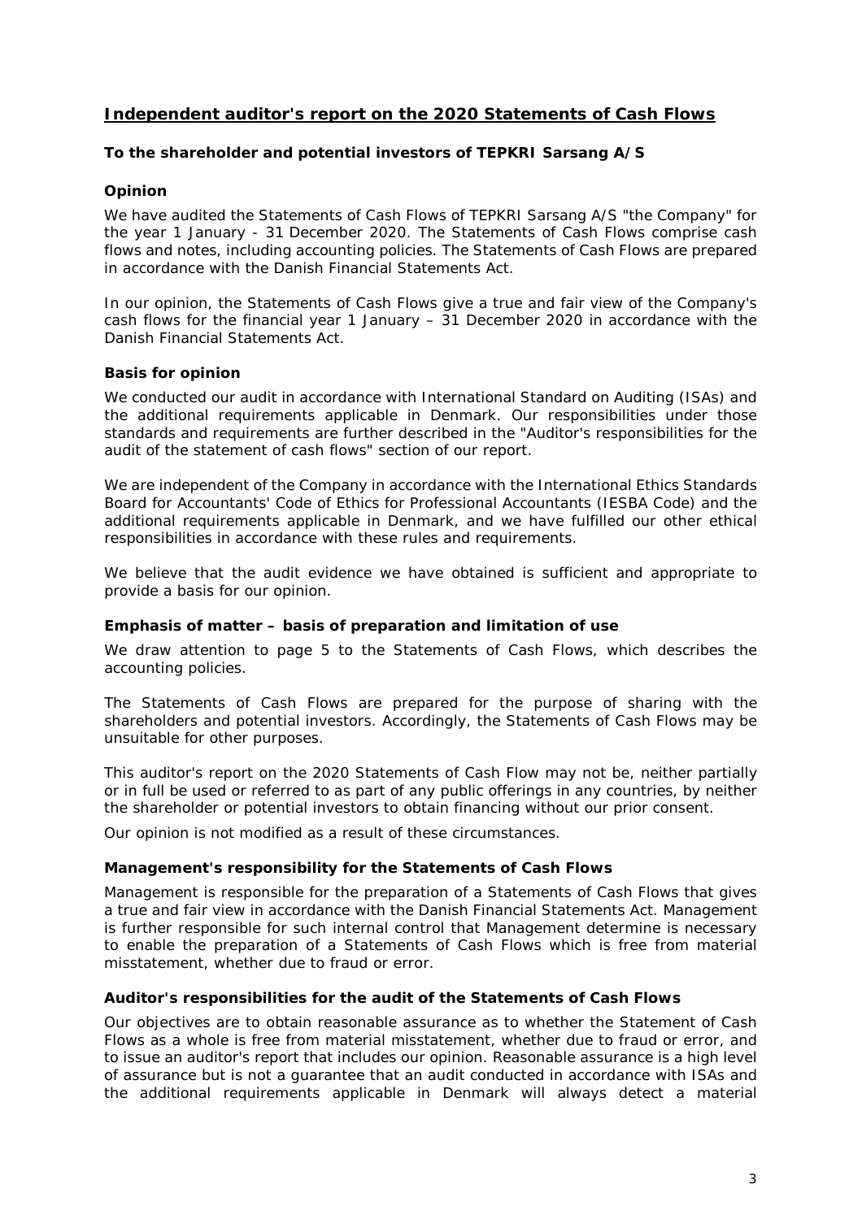## Independent auditor's report on the 2020 Statements of Cash Flows

**To the shareholder and potential investors of TEPKRI Sarsang A/S**

### Opinion

We have audited the Statements of Cash Flows of TEPKRI Sarsang A/S "the Company" for the year 1 January - 31 December 2020. The Statements of Cash Flows comprise cash flows and notes, including accounting policies. The Statements of Cash Flows are prepared in accordance with the Danish Financial Statements Act.

In our opinion, the Statements of Cash Flows give a true and fair view of the Company's cash flows for the financial year 1 January – 31 December 2020 in accordance with the Danish Financial Statements Act.

### Basis for opinion

We conducted our audit in accordance with International Standard on Auditing (ISAs) and the additional requirements applicable in Denmark. Our responsibilities under those standards and requirements are further described in the "Auditor's responsibilities for the audit of the statement of cash flows" section of our report.

We are independent of the Company in accordance with the International Ethics Standards Board for Accountants' Code of Ethics for Professional Accountants (IESBA Code) and the additional requirements applicable in Denmark, and we have fulfilled our other ethical responsibilities in accordance with these rules and requirements.

We believe that the audit evidence we have obtained is sufficient and appropriate to provide a basis for our opinion.

### Emphasis of matter – basis of preparation and limitation of use

We draw attention to page 5 to the Statements of Cash Flows, which describes the accounting policies.

The Statements of Cash Flows are prepared for the purpose of sharing with the shareholders and potential investors. Accordingly, the Statements of Cash Flows may be unsuitable for other purposes.

This auditor's report on the 2020 Statements of Cash Flow may not be, neither partially or in full be used or referred to as part of any public offerings in any countries, by neither the shareholder or potential investors to obtain financing without our prior consent.

Our opinion is not modified as a result of these circumstances.

### Management's responsibility for the Statements of Cash Flows

Management is responsible for the preparation of a Statements of Cash Flows that gives a true and fair view in accordance with the Danish Financial Statements Act. Management is further responsible for such internal control that Management determine is necessary to enable the preparation of a Statements of Cash Flows which is free from material misstatement, whether due to fraud or error.

### Auditor's responsibilities for the audit of the Statements of Cash Flows

Our objectives are to obtain reasonable assurance as to whether the Statement of Cash Flows as a whole is free from material misstatement, whether due to fraud or error, and to issue an auditor's report that includes our opinion. Reasonable assurance is a high level of assurance but is not a guarantee that an audit conducted in accordance with ISAs and the additional requirements applicable in Denmark will always detect a material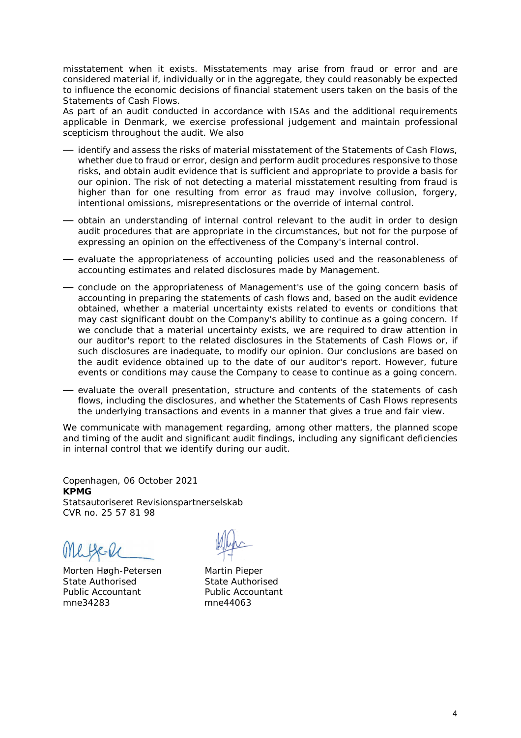misstatement when it exists. Misstatements may arise from fraud or error and are considered material if, individually or in the aggregate, they could reasonably be expected to influence the economic decisions of financial statement users taken on the basis of the Statements of Cash Flows.

As part of an audit conducted in accordance with ISAs and the additional requirements applicable in Denmark, we exercise professional judgement and maintain professional scepticism throughout the audit. We also

- identify and assess the risks of material misstatement of the Statements of Cash Flows, whether due to fraud or error, design and perform audit procedures responsive to those risks, and obtain audit evidence that is sufficient and appropriate to provide a basis for our opinion. The risk of not detecting a material misstatement resulting from fraud is higher than for one resulting from error as fraud may involve collusion, forgery, intentional omissions, misrepresentations or the override of internal control.
- obtain an understanding of internal control relevant to the audit in order to design audit procedures that are appropriate in the circumstances, but not for the purpose of expressing an opinion on the effectiveness of the Company's internal control.
- evaluate the appropriateness of accounting policies used and the reasonableness of accounting estimates and related disclosures made by Management.
- conclude on the appropriateness of Management's use of the going concern basis of accounting in preparing the statements of cash flows and, based on the audit evidence obtained, whether a material uncertainty exists related to events or conditions that may cast significant doubt on the Company's ability to continue as a going concern. If we conclude that a material uncertainty exists, we are required to draw attention in our auditor's report to the related disclosures in the Statements of Cash Flows or, if such disclosures are inadequate, to modify our opinion. Our conclusions are based on the audit evidence obtained up to the date of our auditor's report. However, future events or conditions may cause the Company to cease to continue as a going concern.
- evaluate the overall presentation, structure and contents of the statements of cash flows, including the disclosures, and whether the Statements of Cash Flows represents the underlying transactions and events in a manner that gives a true and fair view.

We communicate with management regarding, among other matters, the planned scope and timing of the audit and significant audit findings, including any significant deficiencies in internal control that we identify during our audit.

Copenhagen, 06 October 2021
**KPMG**
Statsautoriseret Revisionspartnerselskab
CVR no. 25 57 81 98

Morten Høgh-Petersen
State Authorised
Public Accountant
mne34283

Martin Pieper
State Authorised
Public Accountant
mne44063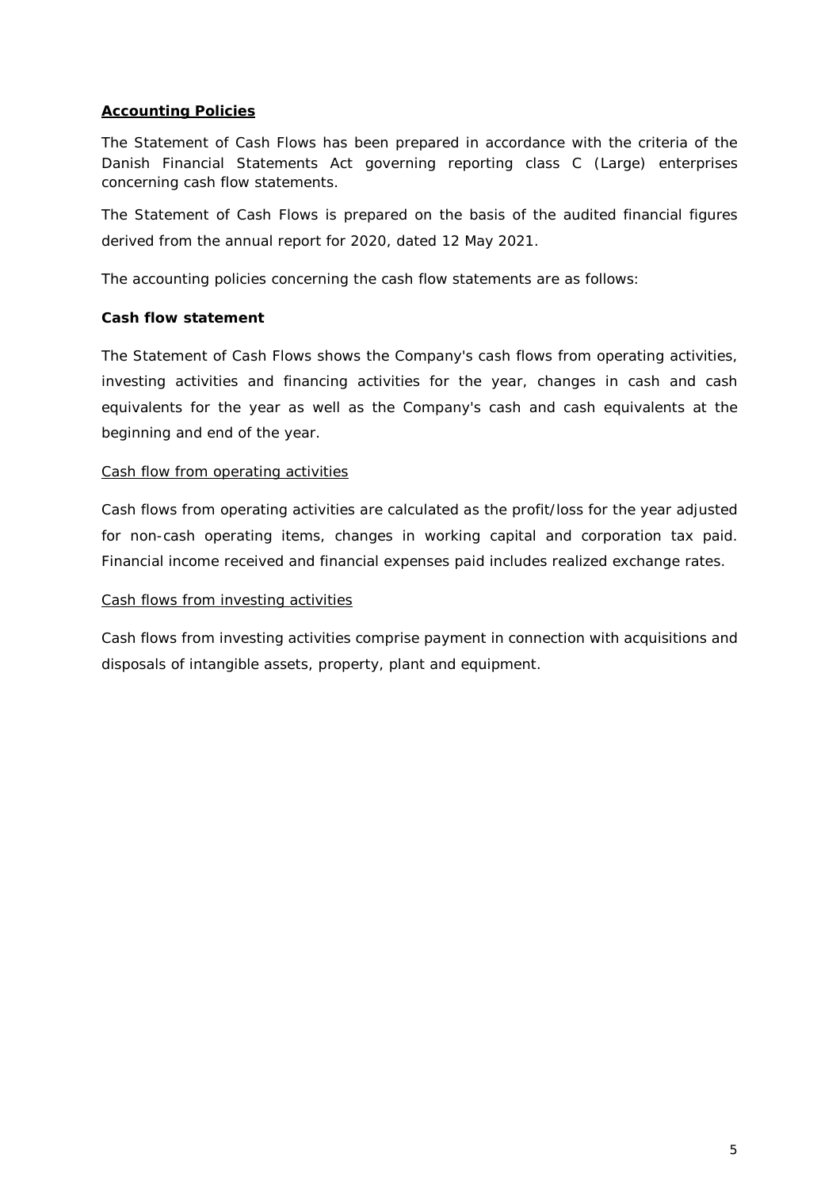## **Accounting Policies**

The Statement of Cash Flows has been prepared in accordance with the criteria of the Danish Financial Statements Act governing reporting class C (Large) enterprises concerning cash flow statements.

The Statement of Cash Flows is prepared on the basis of the audited financial figures derived from the annual report for 2020, dated 12 May 2021.

The accounting policies concerning the cash flow statements are as follows:

### Cash flow statement

The Statement of Cash Flows shows the Company's cash flows from operating activities, investing activities and financing activities for the year, changes in cash and cash equivalents for the year as well as the Company's cash and cash equivalents at the beginning and end of the year.

#### Cash flow from operating activities

Cash flows from operating activities are calculated as the profit/loss for the year adjusted for non-cash operating items, changes in working capital and corporation tax paid. Financial income received and financial expenses paid includes realized exchange rates.

#### Cash flows from investing activities

Cash flows from investing activities comprise payment in connection with acquisitions and disposals of intangible assets, property, plant and equipment.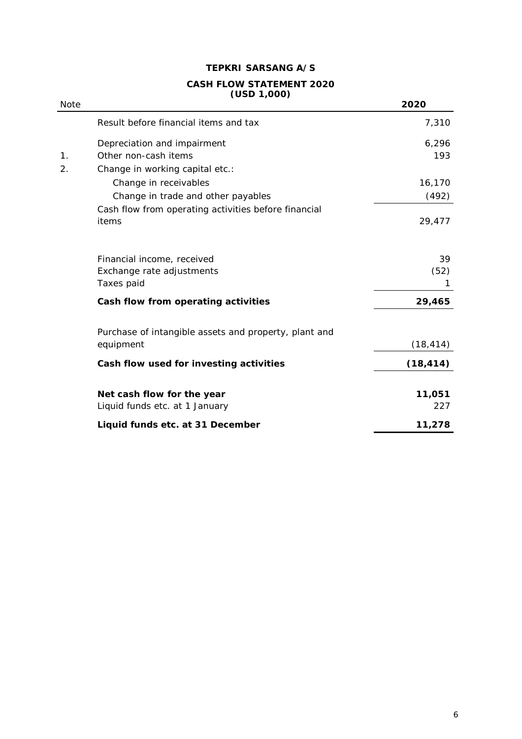# TEPKRI SARSANG A/S

## CASH FLOW STATEMENT 2020
**(USD 1,000)**

| Note | | 2020 |
|---|---|---|
| | Result before financial items and tax | 7,310 |
| | Depreciation and impairment | 6,296 |
| 1. | Other non-cash items | 193 |
| 2. | Change in working capital etc.: | |
| | Change in receivables | 16,170 |
| | Change in trade and other payables | (492) |
| | Cash flow from operating activities before financial items | 29,477 |
| | Financial income, received | 39 |
| | Exchange rate adjustments | (52) |
| | Taxes paid | 1 |
| | **Cash flow from operating activities** | **29,465** |
| | Purchase of intangible assets and property, plant and equipment | (18,414) |
| | **Cash flow used for investing activities** | **(18,414)** |
| | **Net cash flow for the year** | **11,051** |
| | Liquid funds etc. at 1 January | 227 |
| | **Liquid funds etc. at 31 December** | **11,278** |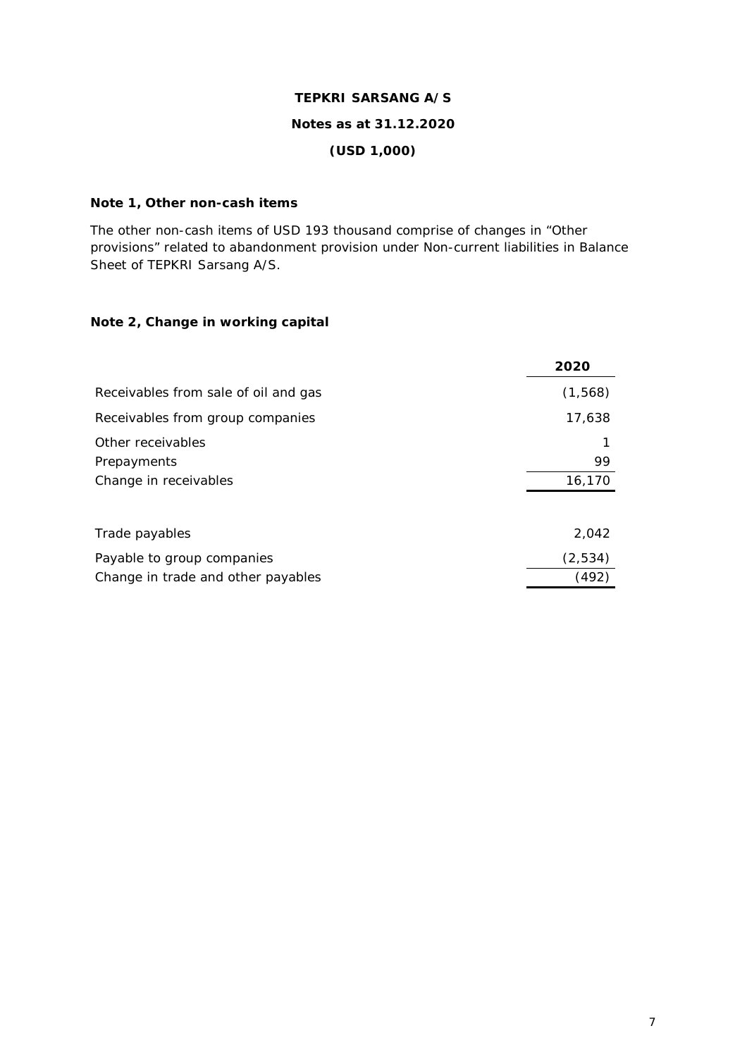**TEPKRI SARSANG A/S**

**Notes as at 31.12.2020**

**(USD 1,000)**

**Note 1, Other non-cash items**

The other non-cash items of USD 193 thousand comprise of changes in "Other provisions" related to abandonment provision under Non-current liabilities in Balance Sheet of TEPKRI Sarsang A/S.

**Note 2, Change in working capital**

| | **2020** |
|---|---|
| Receivables from sale of oil and gas | (1,568) |
| Receivables from group companies | 17,638 |
| Other receivables | 1 |
| Prepayments | 99 |
| Change in receivables | 16,170 |
| | |
| Trade payables | 2,042 |
| Payable to group companies | (2,534) |
| Change in trade and other payables | (492) |